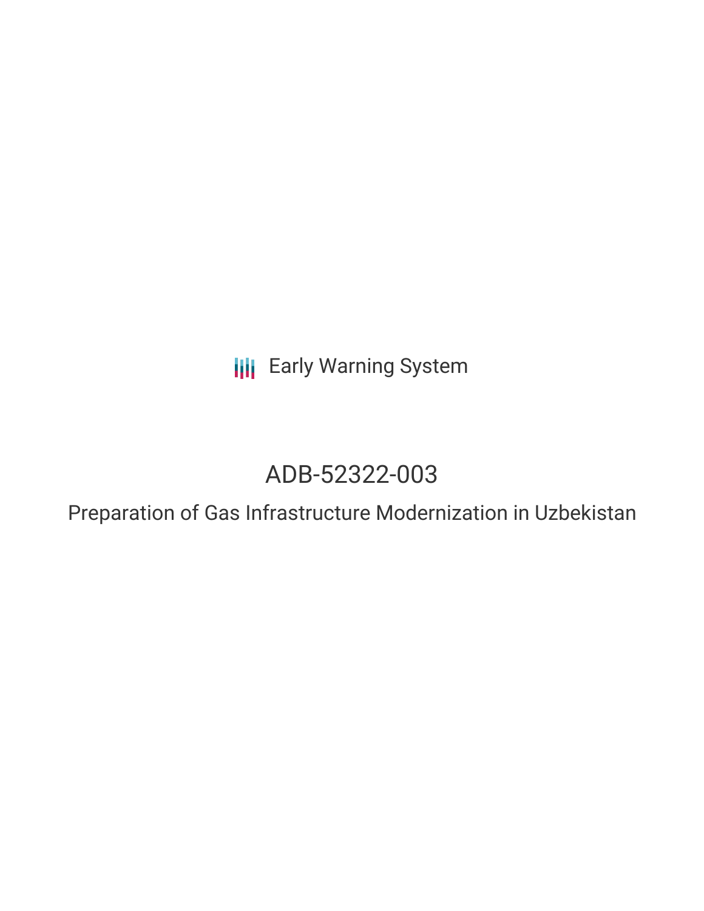Early Warning System

# ADB-52322-003

## Preparation of Gas Infrastructure Modernization in Uzbekistan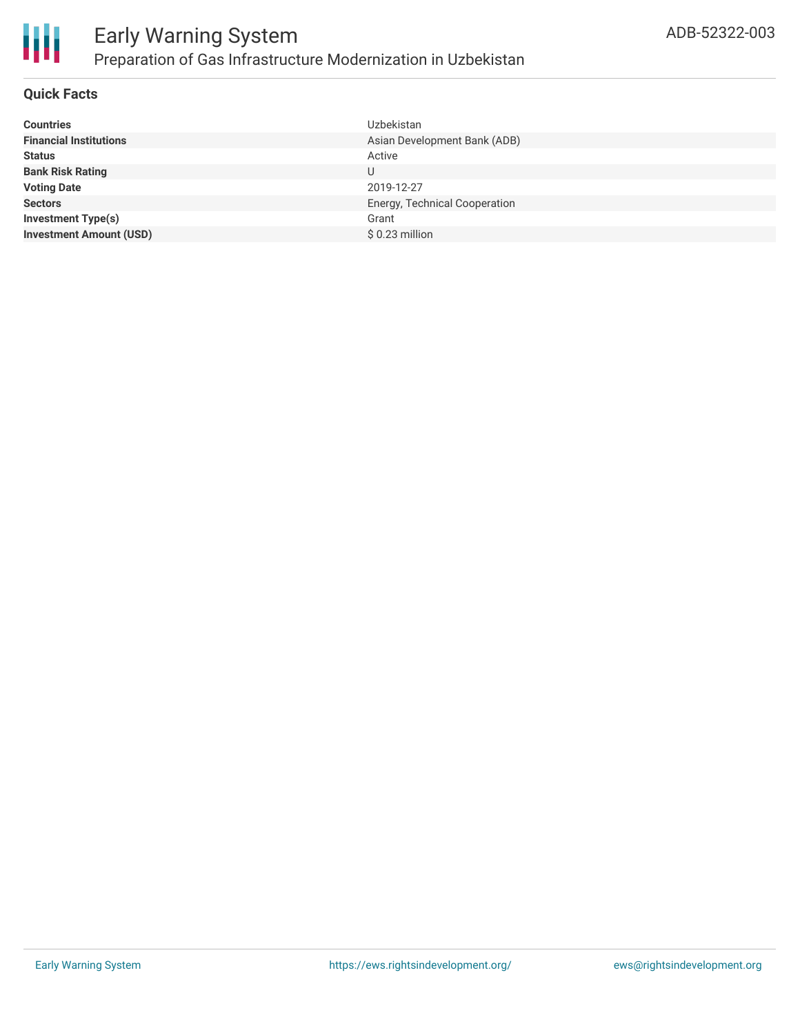# Early Warning System

## Preparation of Gas Infrastructure Modernization in Uzbekistan

ADB-52322-003

### Quick Facts

| | |
|---|---|
| **Countries** | Uzbekistan |
| **Financial Institutions** | Asian Development Bank (ADB) |
| **Status** | Active |
| **Bank Risk Rating** | U |
| **Voting Date** | 2019-12-27 |
| **Sectors** | Energy, Technical Cooperation |
| **Investment Type(s)** | Grant |
| **Investment Amount (USD)** | $ 0.23 million |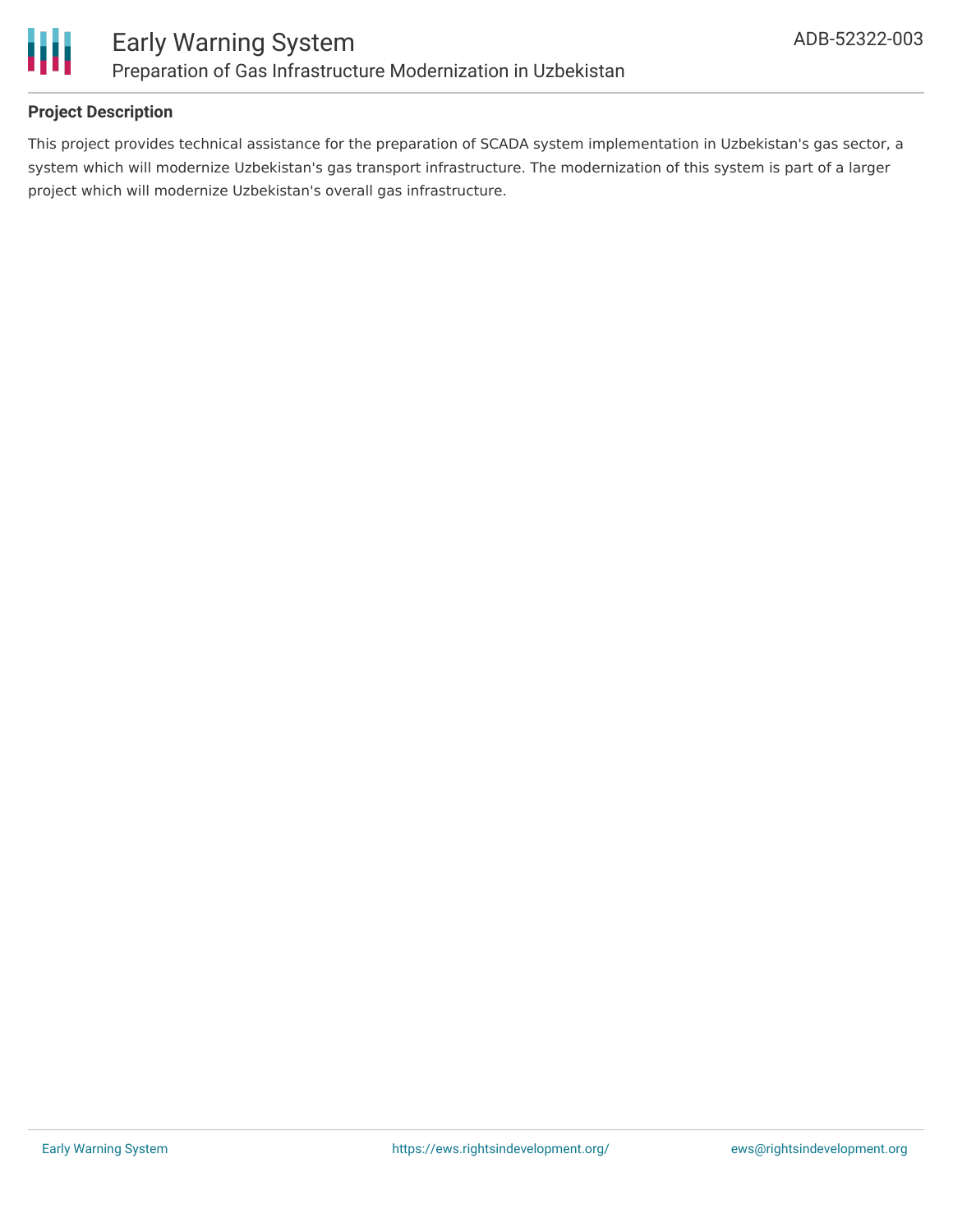## Project Description

This project provides technical assistance for the preparation of SCADA system implementation in Uzbekistan's gas sector, a system which will modernize Uzbekistan's gas transport infrastructure. The modernization of this system is part of a larger project which will modernize Uzbekistan's overall gas infrastructure.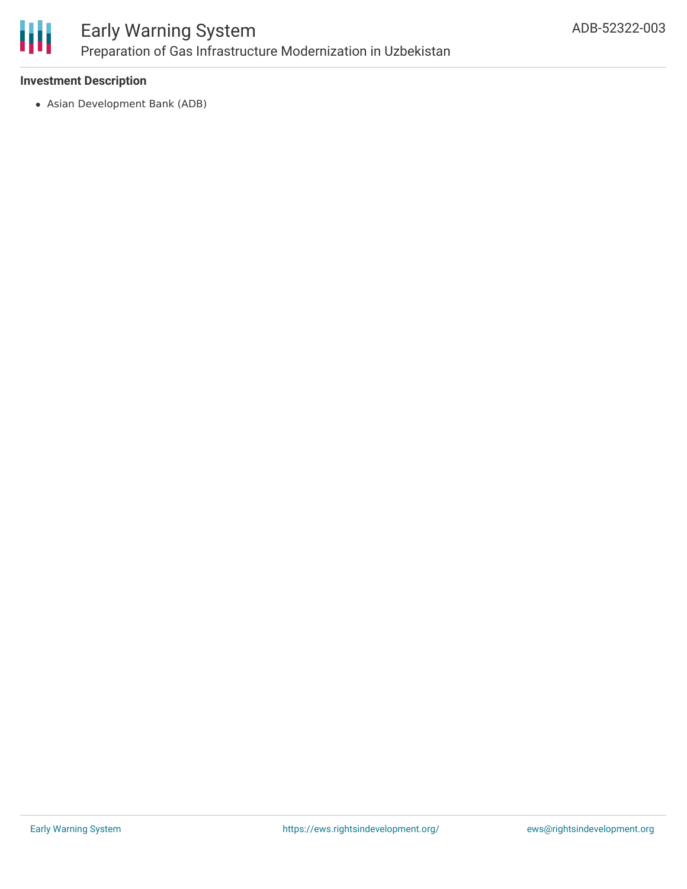**Investment Description**

- Asian Development Bank (ADB)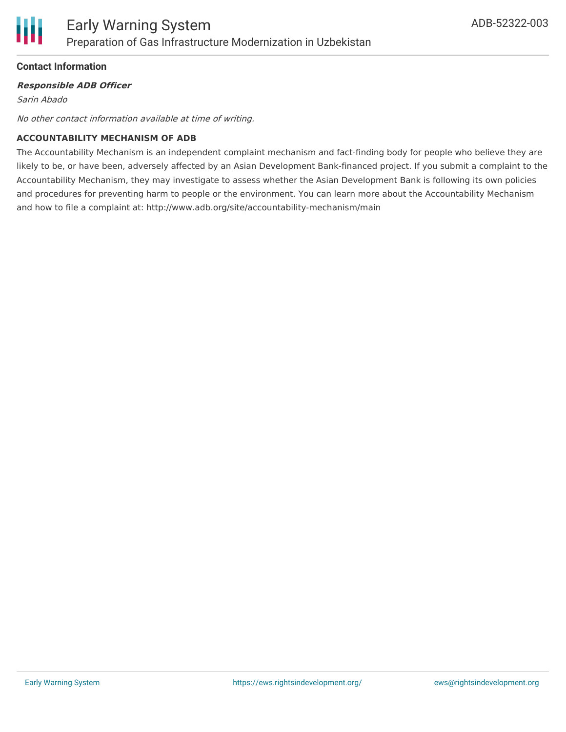### Contact Information

***Responsible ADB Officer***

*Sarin Abado*

*No other contact information available at time of writing.*

**ACCOUNTABILITY MECHANISM OF ADB**

The Accountability Mechanism is an independent complaint mechanism and fact-finding body for people who believe they are likely to be, or have been, adversely affected by an Asian Development Bank-financed project. If you submit a complaint to the Accountability Mechanism, they may investigate to assess whether the Asian Development Bank is following its own policies and procedures for preventing harm to people or the environment. You can learn more about the Accountability Mechanism and how to file a complaint at: http://www.adb.org/site/accountability-mechanism/main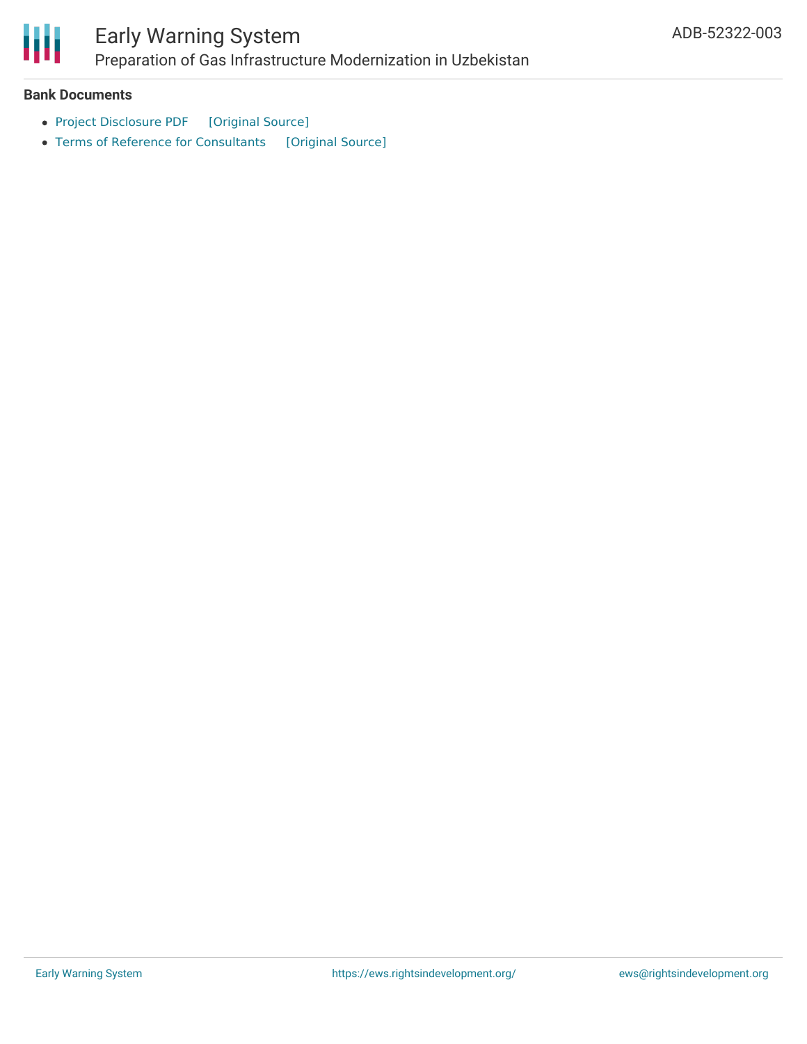**Bank Documents**

- Project Disclosure PDF [Original Source]
- Terms of Reference for Consultants [Original Source]